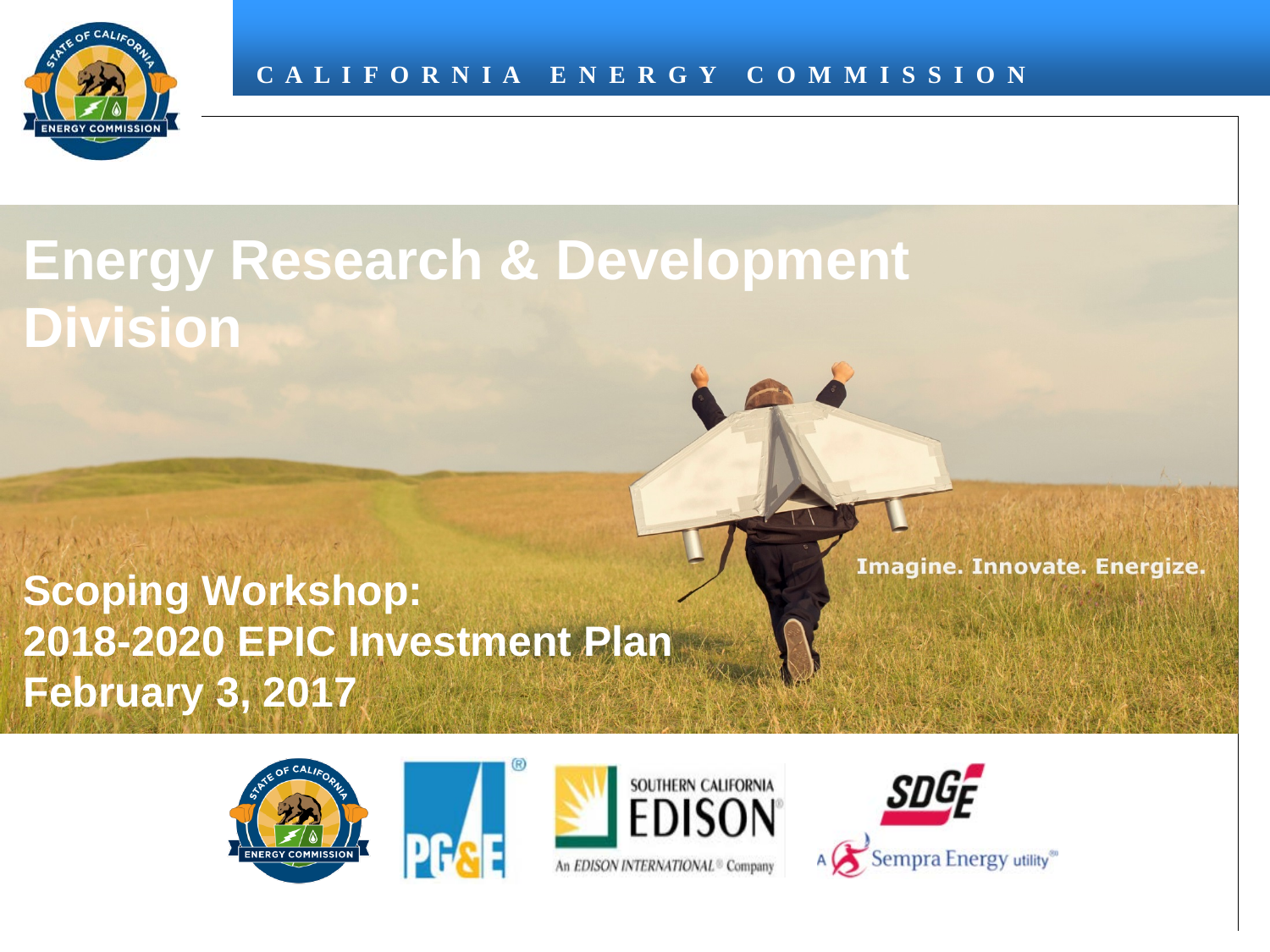CALIFORNIA ENERGY COMMISSION

# Energy Research & Development Division

Imagine. Innovate. Energize.

## Scoping Workshop: 2018-2020 EPIC Investment Plan February 3, 2017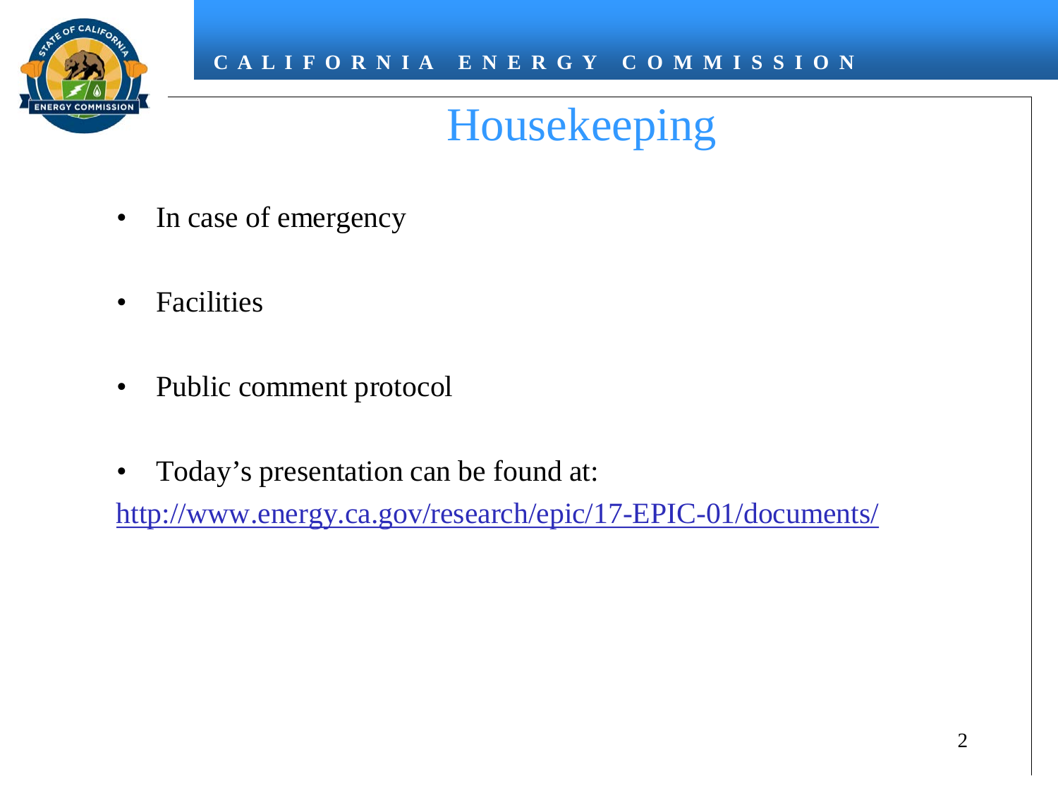# Housekeeping

- In case of emergency
- Facilities
- Public comment protocol
- Today's presentation can be found at:

http://www.energy.ca.gov/research/epic/17-EPIC-01/documents/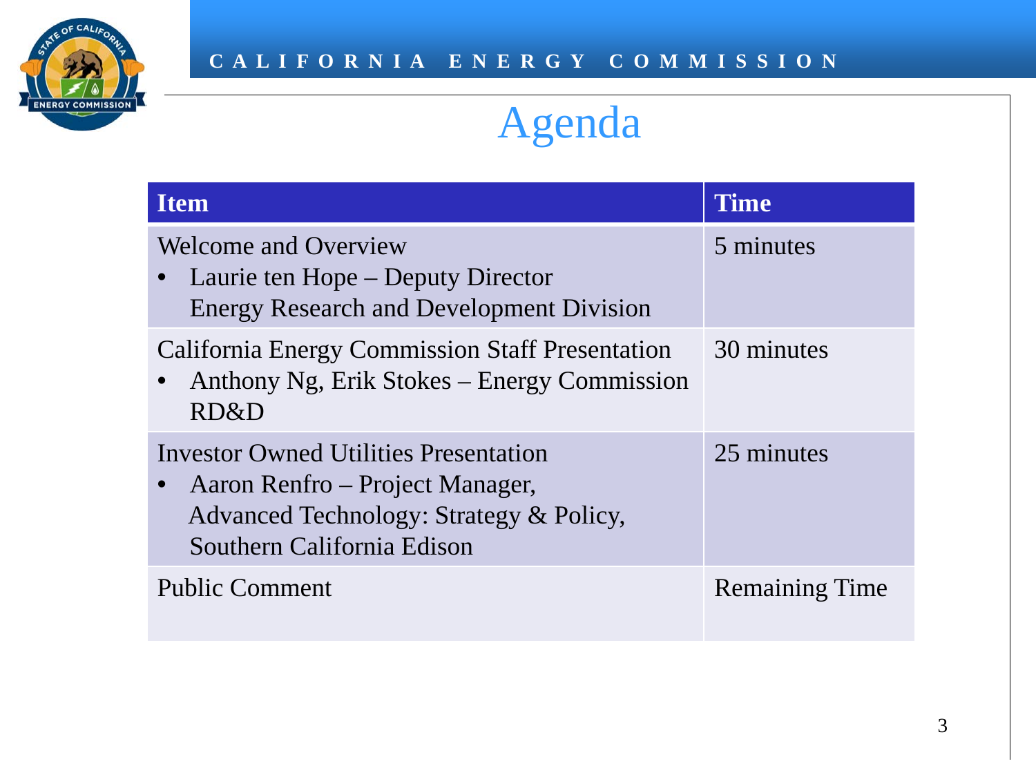# Agenda

| Item | Time |
|---|---|
| Welcome and Overview<br>• Laurie ten Hope – Deputy Director Energy Research and Development Division | 5 minutes |
| California Energy Commission Staff Presentation<br>• Anthony Ng, Erik Stokes – Energy Commission RD&D | 30 minutes |
| Investor Owned Utilities Presentation<br>• Aaron Renfro – Project Manager, Advanced Technology: Strategy & Policy, Southern California Edison | 25 minutes |
| Public Comment | Remaining Time |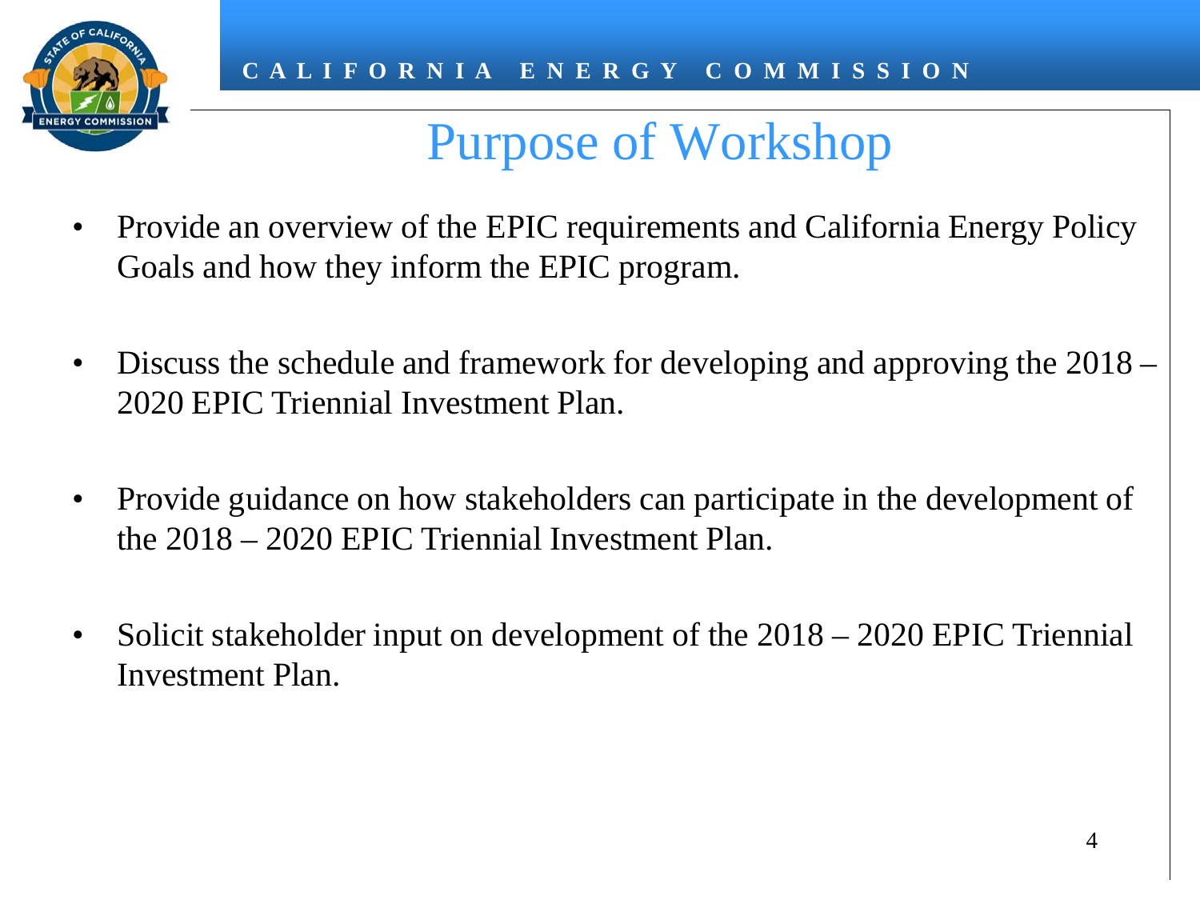# Purpose of Workshop

- Provide an overview of the EPIC requirements and California Energy Policy Goals and how they inform the EPIC program.

- Discuss the schedule and framework for developing and approving the 2018 – 2020 EPIC Triennial Investment Plan.

- Provide guidance on how stakeholders can participate in the development of the 2018 – 2020 EPIC Triennial Investment Plan.

- Solicit stakeholder input on development of the 2018 – 2020 EPIC Triennial Investment Plan.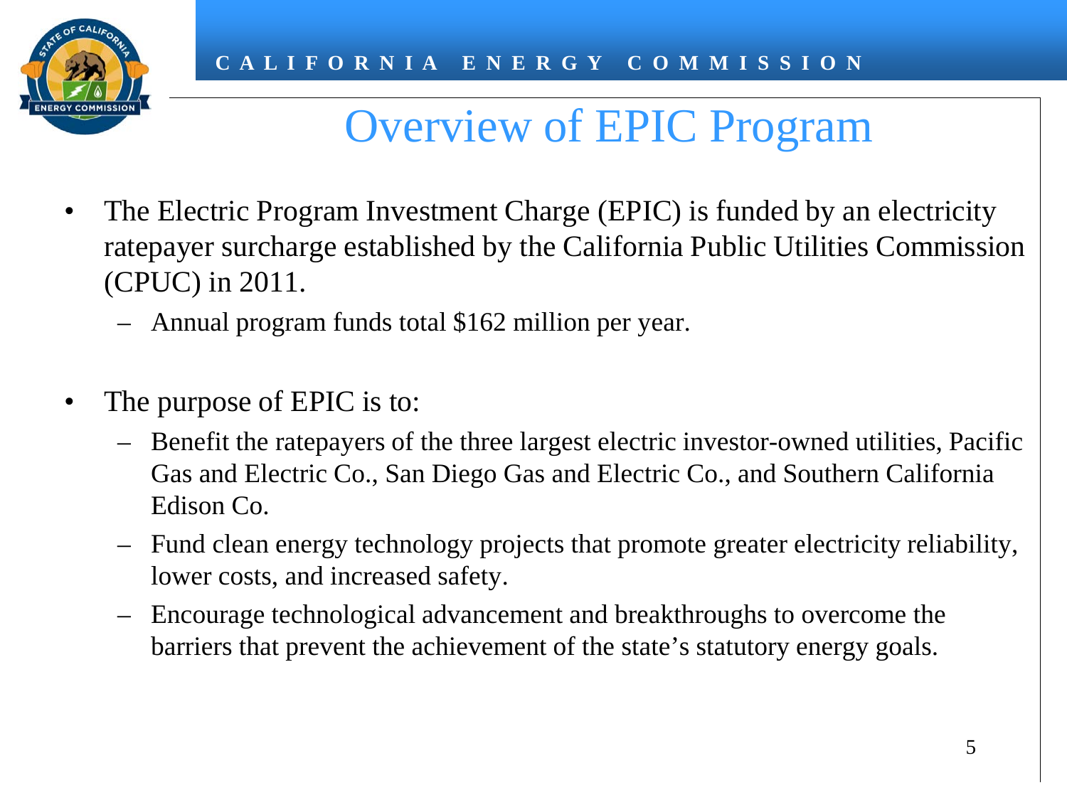# Overview of EPIC Program

- The Electric Program Investment Charge (EPIC) is funded by an electricity ratepayer surcharge established by the California Public Utilities Commission (CPUC) in 2011.
  - Annual program funds total $162 million per year.

- The purpose of EPIC is to:
  - Benefit the ratepayers of the three largest electric investor-owned utilities, Pacific Gas and Electric Co., San Diego Gas and Electric Co., and Southern California Edison Co.
  - Fund clean energy technology projects that promote greater electricity reliability, lower costs, and increased safety.
  - Encourage technological advancement and breakthroughs to overcome the barriers that prevent the achievement of the state's statutory energy goals.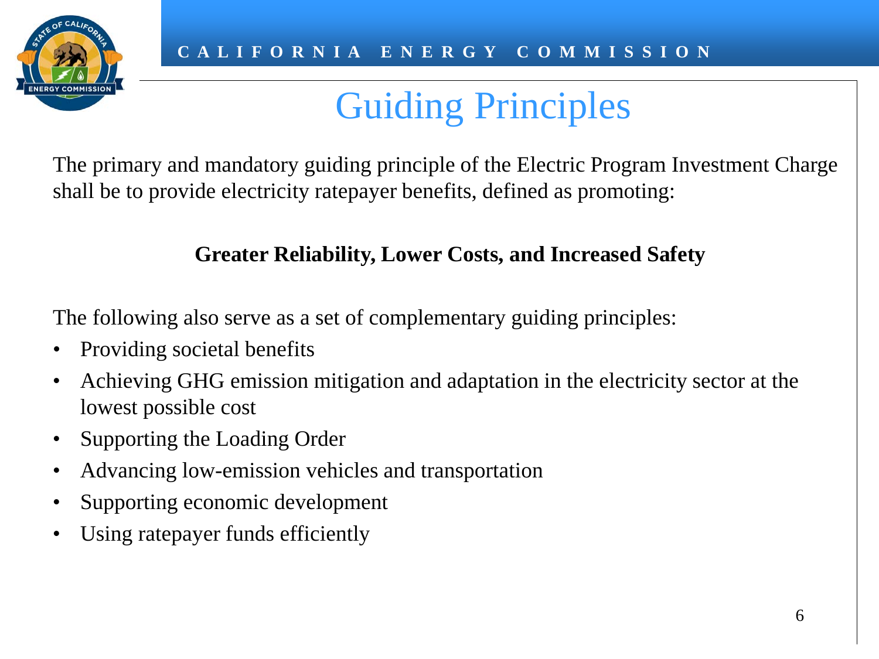# Guiding Principles

The primary and mandatory guiding principle of the Electric Program Investment Charge shall be to provide electricity ratepayer benefits, defined as promoting:

**Greater Reliability, Lower Costs, and Increased Safety**

The following also serve as a set of complementary guiding principles:

- Providing societal benefits
- Achieving GHG emission mitigation and adaptation in the electricity sector at the lowest possible cost
- Supporting the Loading Order
- Advancing low-emission vehicles and transportation
- Supporting economic development
- Using ratepayer funds efficiently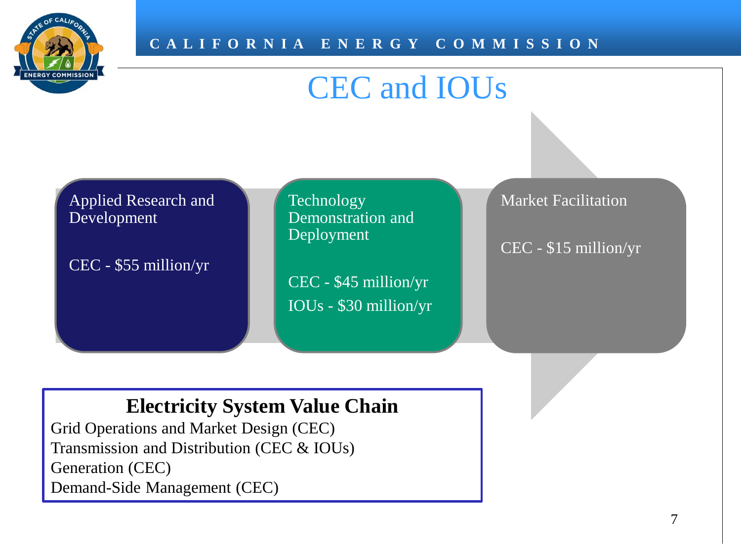# CEC and IOUs

**Applied Research and Development**

CEC - $55 million/yr

**Technology Demonstration and Deployment**

CEC - $45 million/yr

IOUs - $30 million/yr

**Market Facilitation**

CEC - $15 million/yr

## Electricity System Value Chain

Grid Operations and Market Design (CEC)
Transmission and Distribution (CEC & IOUs)
Generation (CEC)
Demand-Side Management (CEC)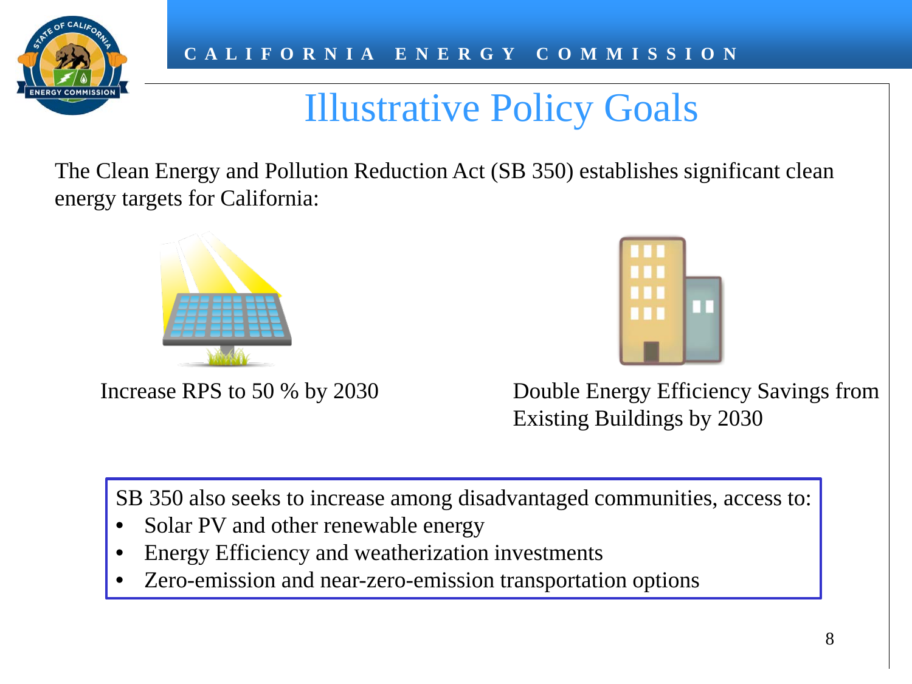# Illustrative Policy Goals

The Clean Energy and Pollution Reduction Act (SB 350) establishes significant clean energy targets for California:

Increase RPS to 50 % by 2030

Double Energy Efficiency Savings from Existing Buildings by 2030

SB 350 also seeks to increase among disadvantaged communities, access to:

- Solar PV and other renewable energy
- Energy Efficiency and weatherization investments
- Zero-emission and near-zero-emission transportation options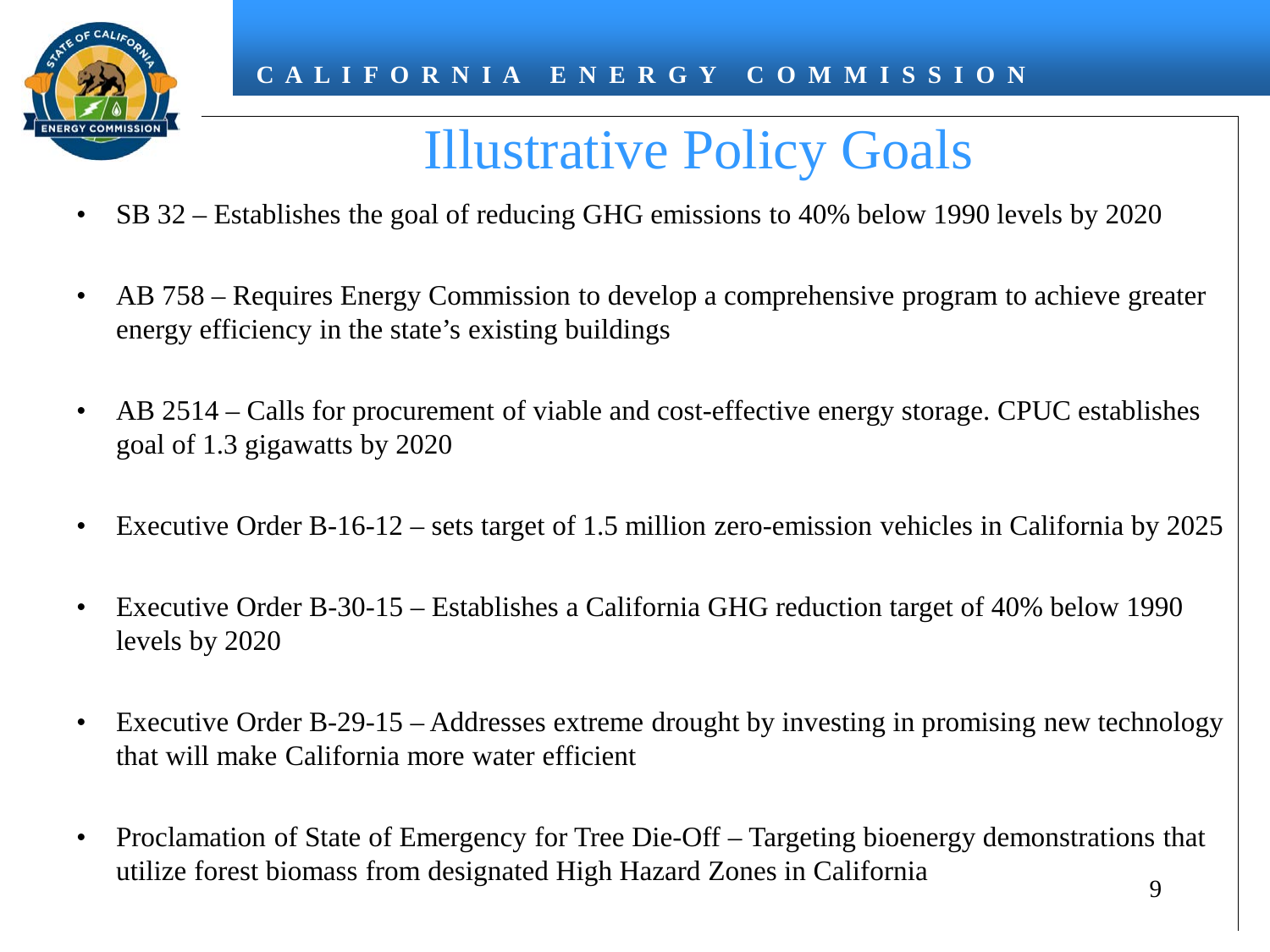# Illustrative Policy Goals

- SB 32 – Establishes the goal of reducing GHG emissions to 40% below 1990 levels by 2020
- AB 758 – Requires Energy Commission to develop a comprehensive program to achieve greater energy efficiency in the state's existing buildings
- AB 2514 – Calls for procurement of viable and cost-effective energy storage. CPUC establishes goal of 1.3 gigawatts by 2020
- Executive Order B-16-12 – sets target of 1.5 million zero-emission vehicles in California by 2025
- Executive Order B-30-15 – Establishes a California GHG reduction target of 40% below 1990 levels by 2020
- Executive Order B-29-15 – Addresses extreme drought by investing in promising new technology that will make California more water efficient
- Proclamation of State of Emergency for Tree Die-Off – Targeting bioenergy demonstrations that utilize forest biomass from designated High Hazard Zones in California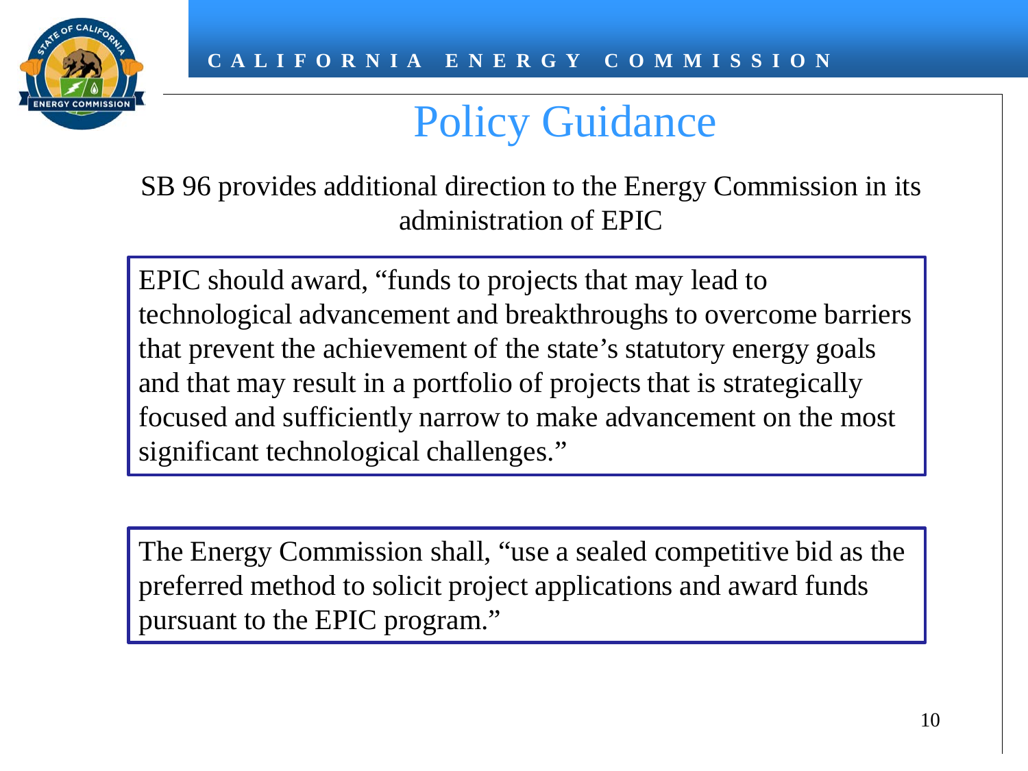# Policy Guidance

SB 96 provides additional direction to the Energy Commission in its administration of EPIC

EPIC should award, "funds to projects that may lead to technological advancement and breakthroughs to overcome barriers that prevent the achievement of the state's statutory energy goals and that may result in a portfolio of projects that is strategically focused and sufficiently narrow to make advancement on the most significant technological challenges."

The Energy Commission shall, "use a sealed competitive bid as the preferred method to solicit project applications and award funds pursuant to the EPIC program."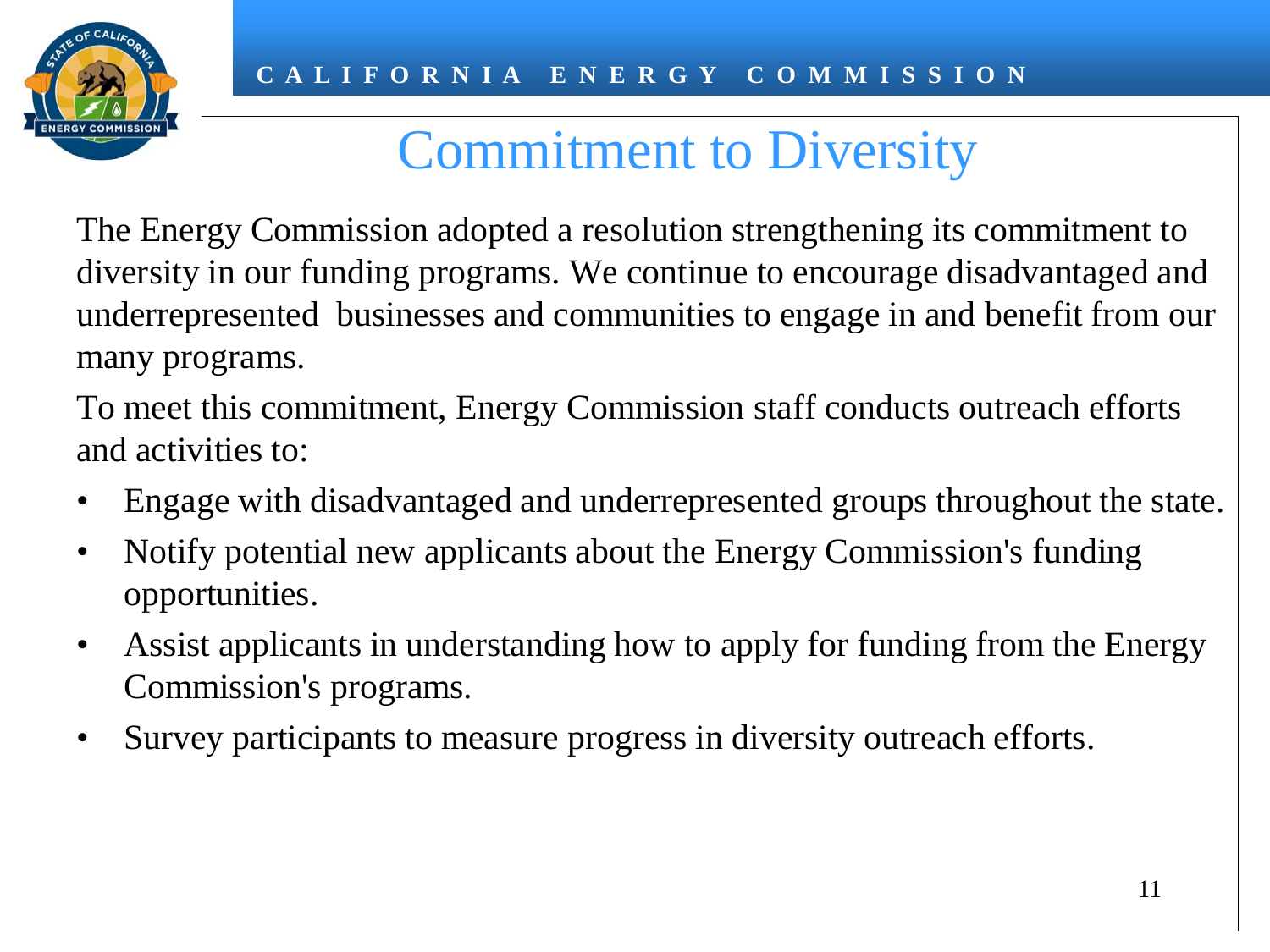# Commitment to Diversity

The Energy Commission adopted a resolution strengthening its commitment to diversity in our funding programs. We continue to encourage disadvantaged and underrepresented businesses and communities to engage in and benefit from our many programs.

To meet this commitment, Energy Commission staff conducts outreach efforts and activities to:

- Engage with disadvantaged and underrepresented groups throughout the state.
- Notify potential new applicants about the Energy Commission's funding opportunities.
- Assist applicants in understanding how to apply for funding from the Energy Commission's programs.
- Survey participants to measure progress in diversity outreach efforts.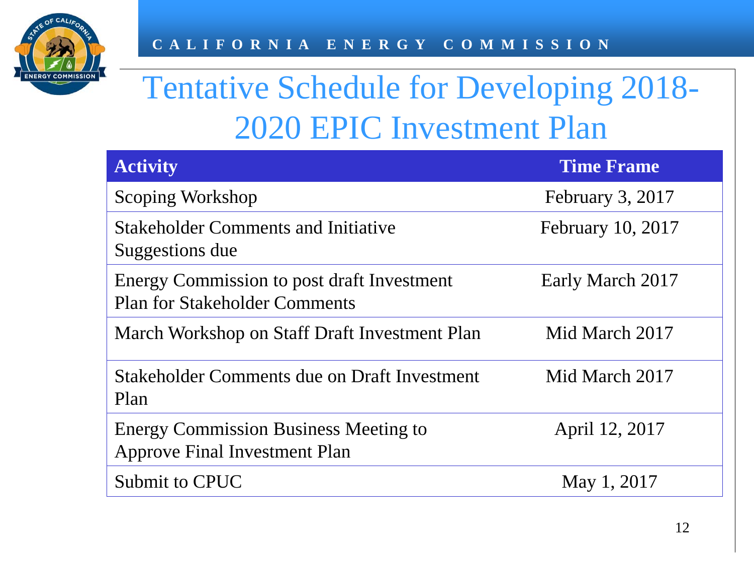# Tentative Schedule for Developing 2018-2020 EPIC Investment Plan

| Activity | Time Frame |
|---|---|
| Scoping Workshop | February 3, 2017 |
| Stakeholder Comments and Initiative Suggestions due | February 10, 2017 |
| Energy Commission to post draft Investment Plan for Stakeholder Comments | Early March 2017 |
| March Workshop on Staff Draft Investment Plan | Mid March 2017 |
| Stakeholder Comments due on Draft Investment Plan | Mid March 2017 |
| Energy Commission Business Meeting to Approve Final Investment Plan | April 12, 2017 |
| Submit to CPUC | May 1, 2017 |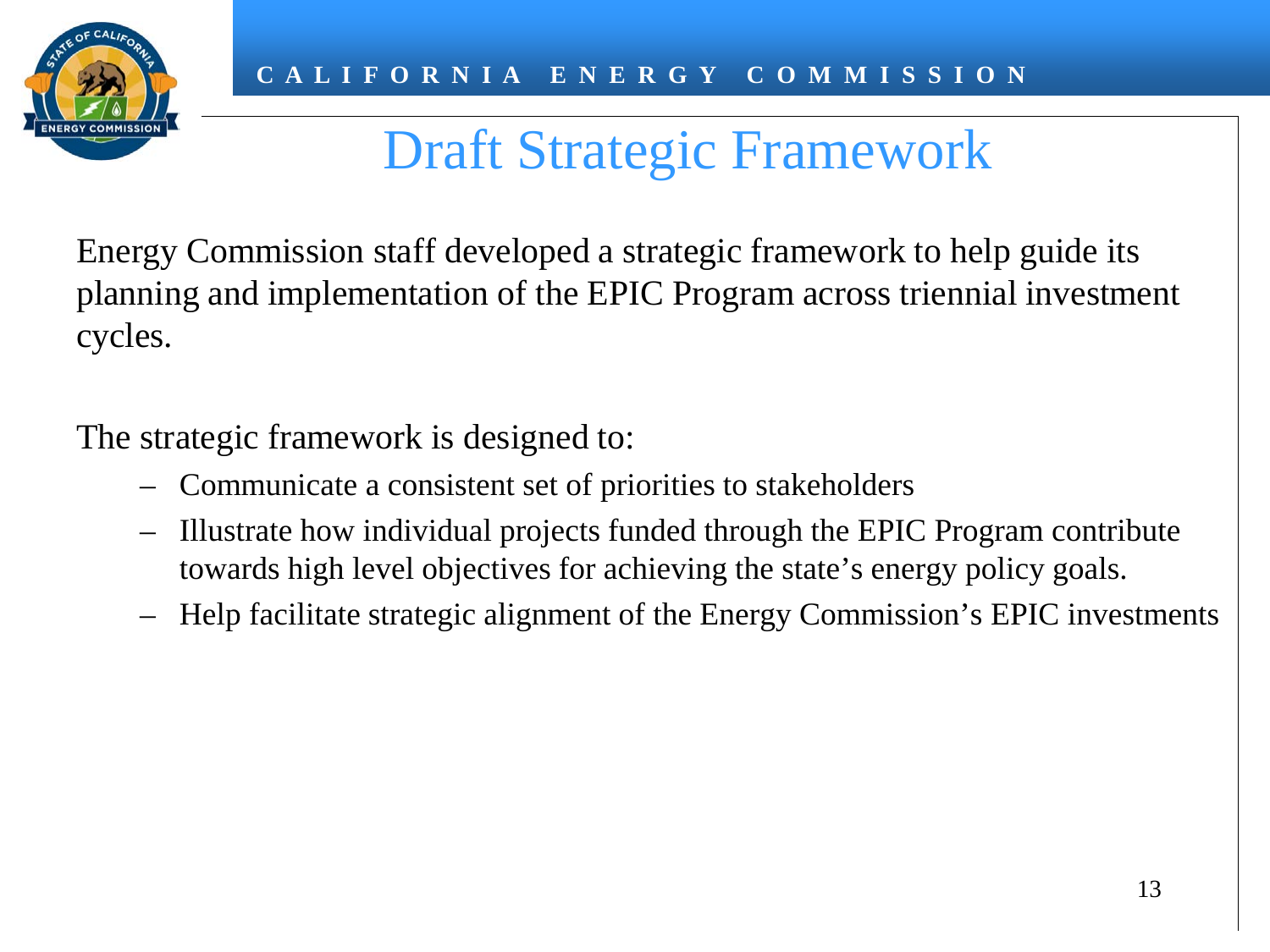# Draft Strategic Framework

Energy Commission staff developed a strategic framework to help guide its planning and implementation of the EPIC Program across triennial investment cycles.

The strategic framework is designed to:

- Communicate a consistent set of priorities to stakeholders
- Illustrate how individual projects funded through the EPIC Program contribute towards high level objectives for achieving the state's energy policy goals.
- Help facilitate strategic alignment of the Energy Commission's EPIC investments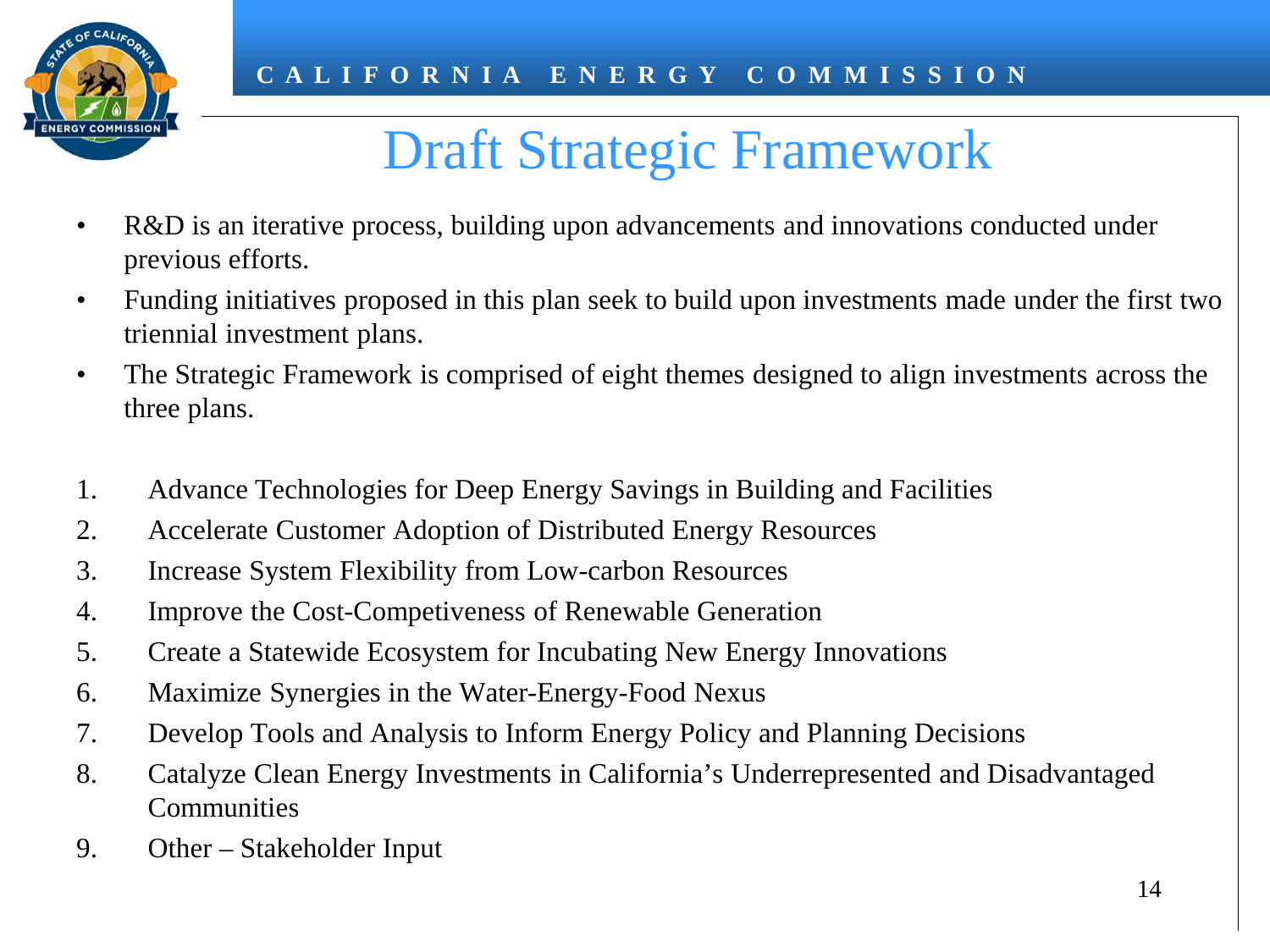# Draft Strategic Framework

- R&D is an iterative process, building upon advancements and innovations conducted under previous efforts.
- Funding initiatives proposed in this plan seek to build upon investments made under the first two triennial investment plans.
- The Strategic Framework is comprised of eight themes designed to align investments across the three plans.

1. Advance Technologies for Deep Energy Savings in Building and Facilities
2. Accelerate Customer Adoption of Distributed Energy Resources
3. Increase System Flexibility from Low-carbon Resources
4. Improve the Cost-Competiveness of Renewable Generation
5. Create a Statewide Ecosystem for Incubating New Energy Innovations
6. Maximize Synergies in the Water-Energy-Food Nexus
7. Develop Tools and Analysis to Inform Energy Policy and Planning Decisions
8. Catalyze Clean Energy Investments in California's Underrepresented and Disadvantaged Communities
9. Other – Stakeholder Input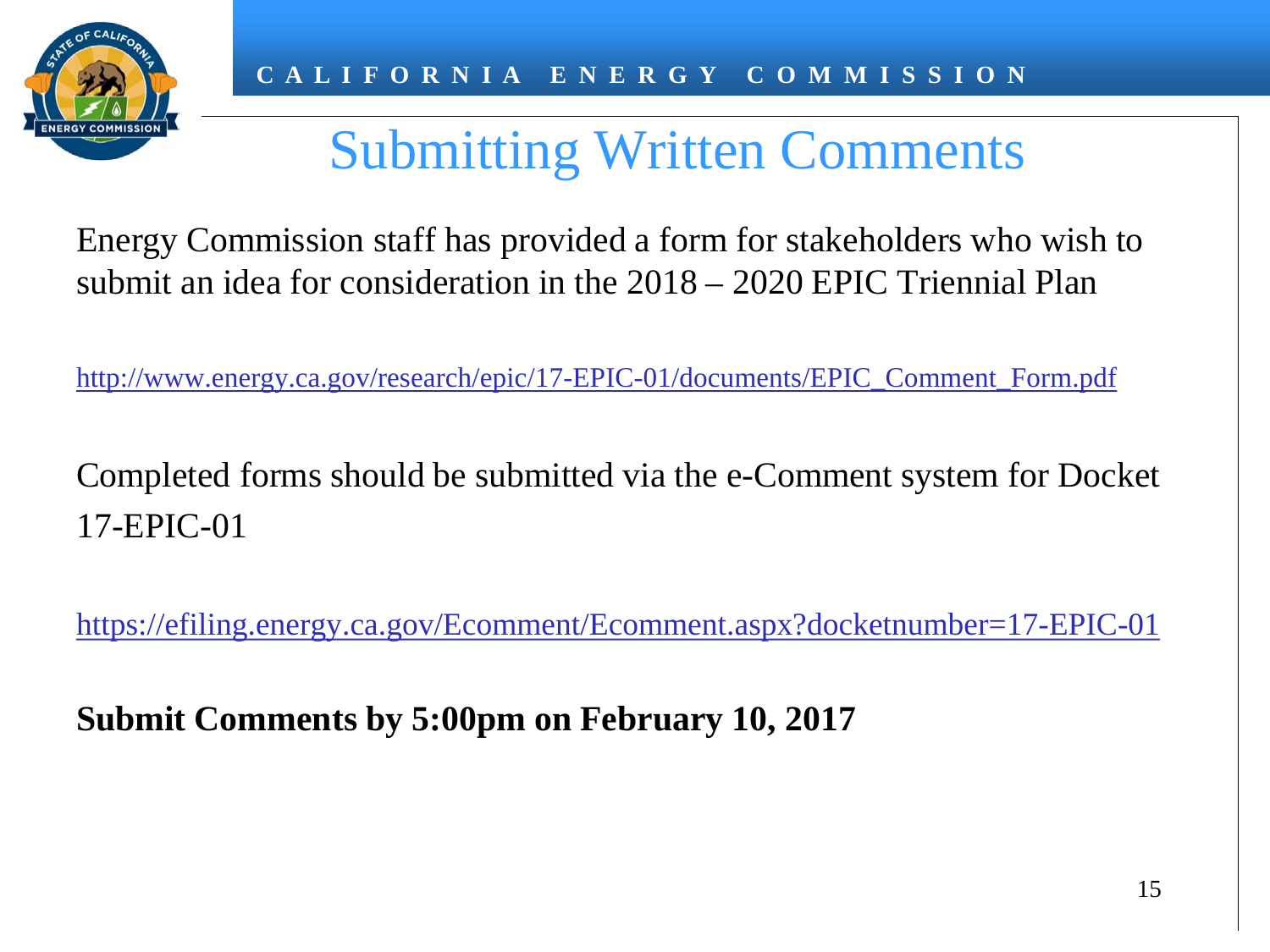# Submitting Written Comments

Energy Commission staff has provided a form for stakeholders who wish to submit an idea for consideration in the 2018 – 2020 EPIC Triennial Plan

http://www.energy.ca.gov/research/epic/17-EPIC-01/documents/EPIC_Comment_Form.pdf

Completed forms should be submitted via the e-Comment system for Docket 17-EPIC-01

https://efiling.energy.ca.gov/Ecomment/Ecomment.aspx?docketnumber=17-EPIC-01

**Submit Comments by 5:00pm on February 10, 2017**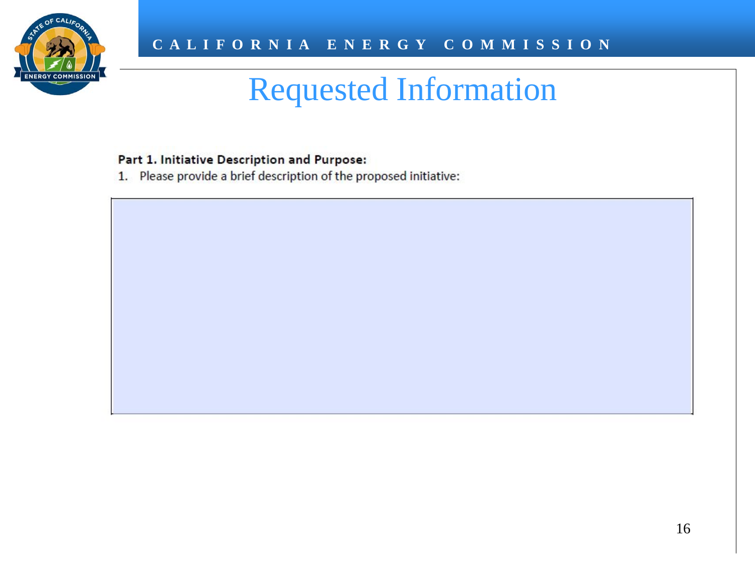# Requested Information

**Part 1. Initiative Description and Purpose:**

1. Please provide a brief description of the proposed initiative: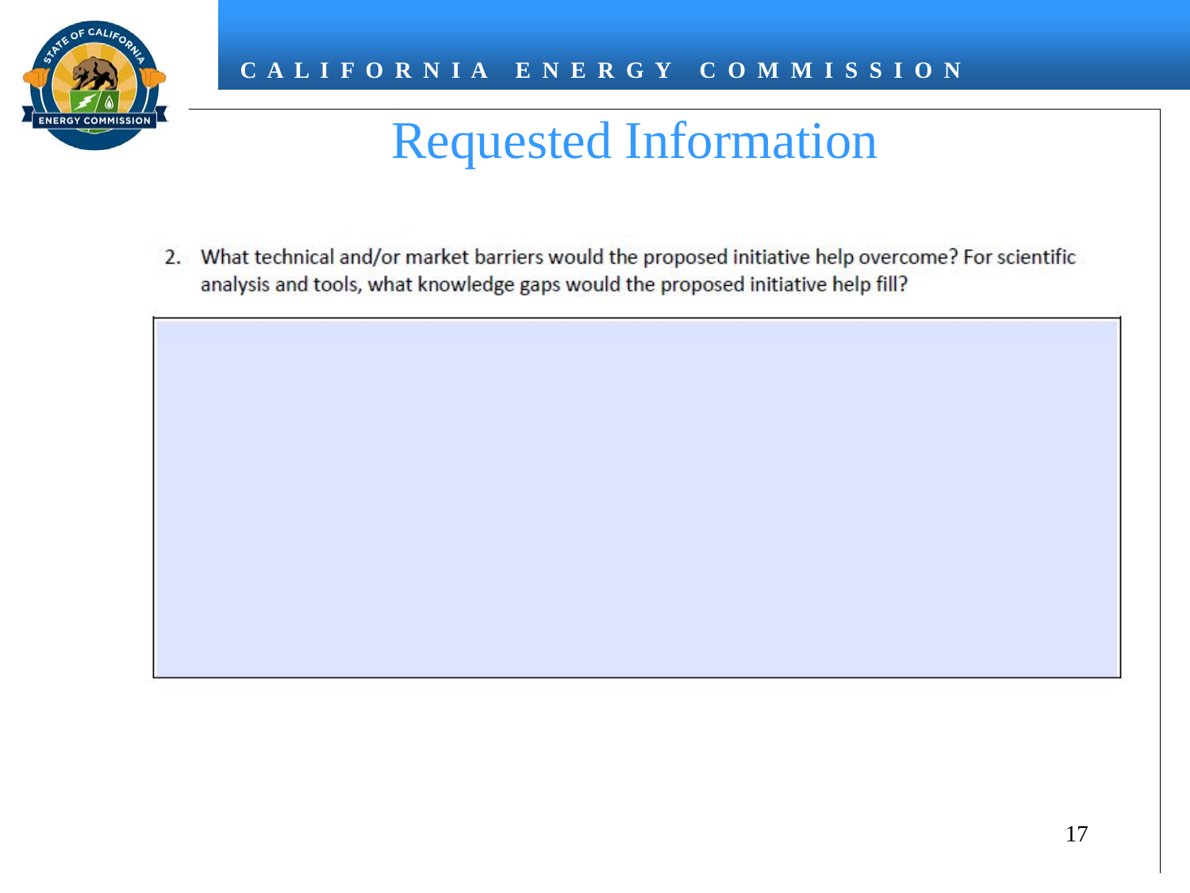# Requested Information

2. What technical and/or market barriers would the proposed initiative help overcome? For scientific analysis and tools, what knowledge gaps would the proposed initiative help fill?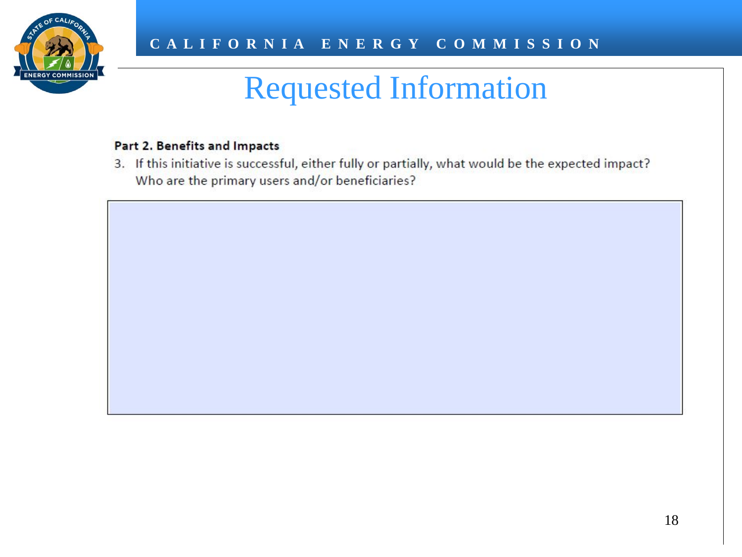# Requested Information

**Part 2. Benefits and Impacts**

3. If this initiative is successful, either fully or partially, what would be the expected impact? Who are the primary users and/or beneficiaries?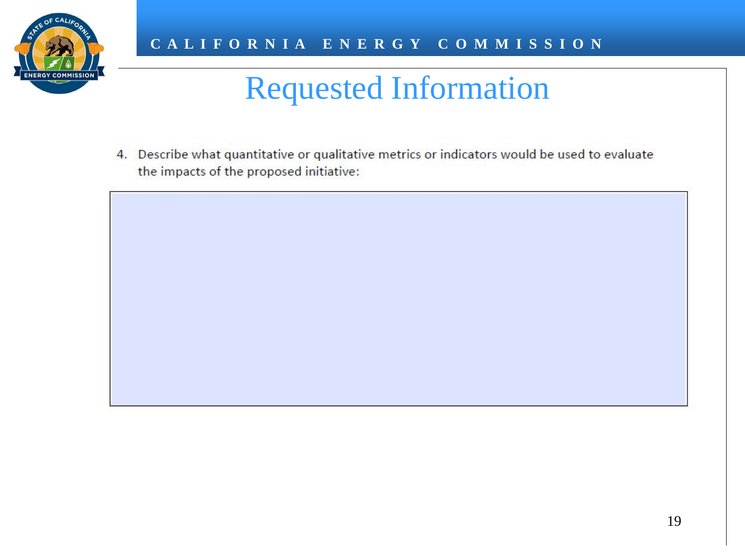# Requested Information

4. Describe what quantitative or qualitative metrics or indicators would be used to evaluate the impacts of the proposed initiative: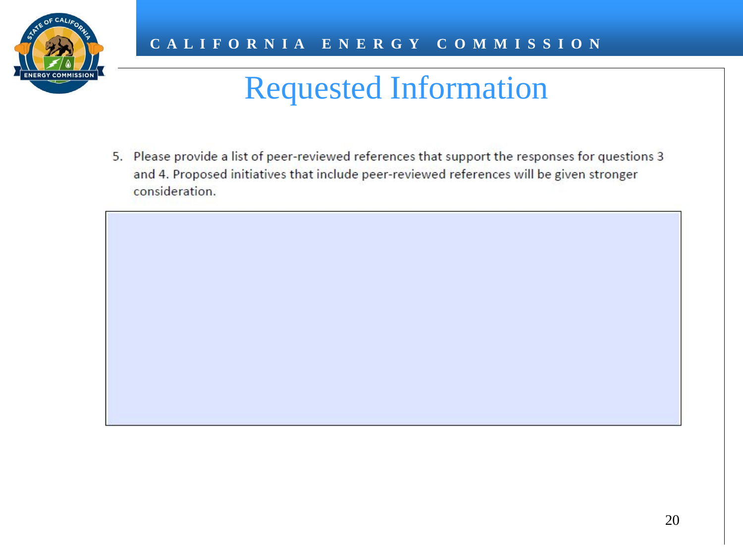# Requested Information

5. Please provide a list of peer-reviewed references that support the responses for questions 3 and 4. Proposed initiatives that include peer-reviewed references will be given stronger consideration.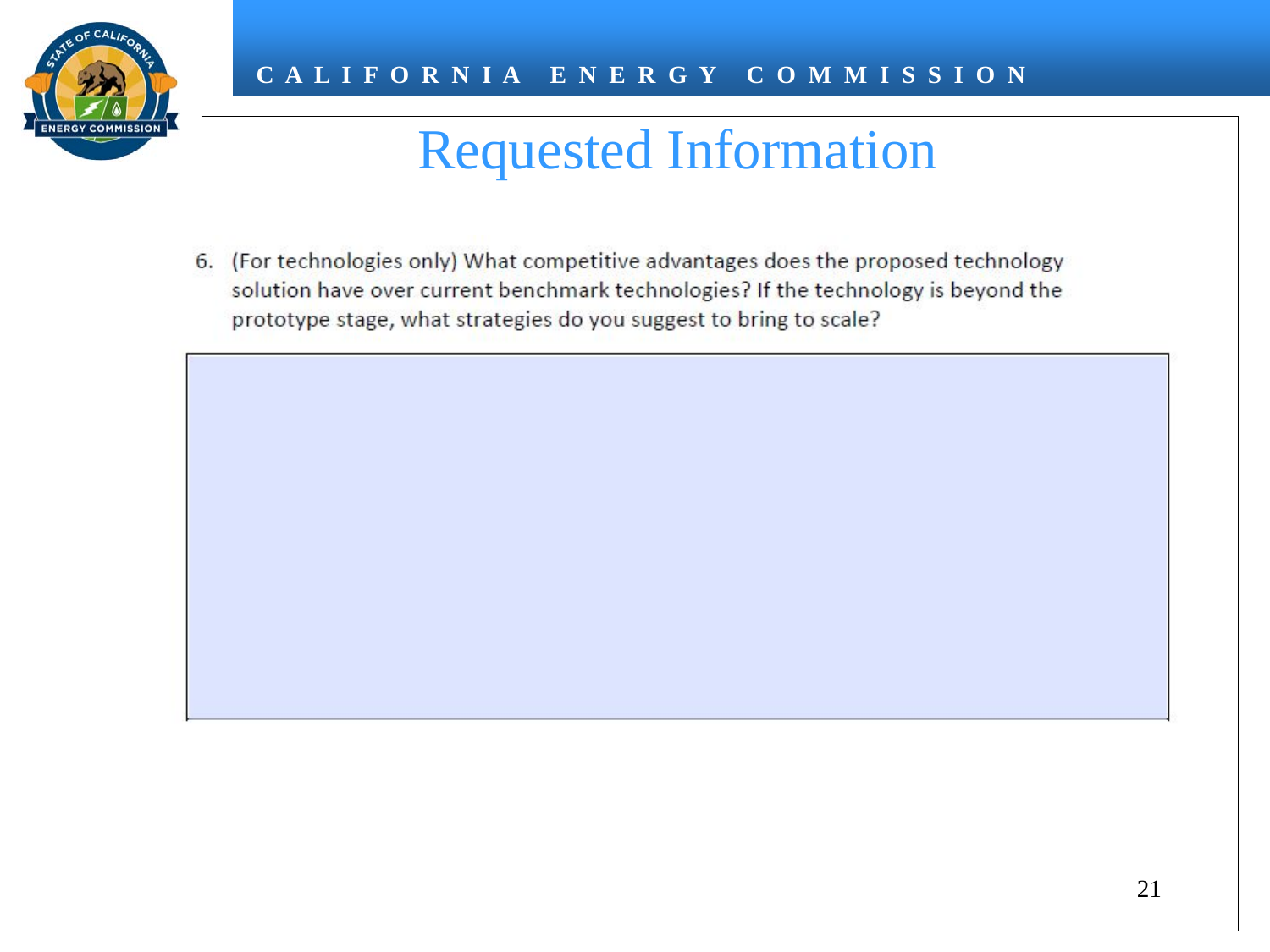# Requested Information

6. (For technologies only) What competitive advantages does the proposed technology solution have over current benchmark technologies? If the technology is beyond the prototype stage, what strategies do you suggest to bring to scale?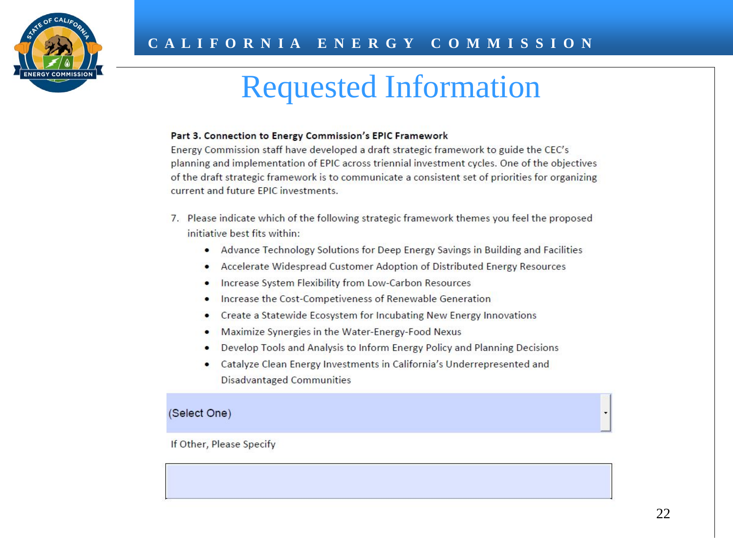# Requested Information

**Part 3. Connection to Energy Commission's EPIC Framework**

Energy Commission staff have developed a draft strategic framework to guide the CEC's planning and implementation of EPIC across triennial investment cycles. One of the objectives of the draft strategic framework is to communicate a consistent set of priorities for organizing current and future EPIC investments.

7. Please indicate which of the following strategic framework themes you feel the proposed initiative best fits within:
   - Advance Technology Solutions for Deep Energy Savings in Building and Facilities
   - Accelerate Widespread Customer Adoption of Distributed Energy Resources
   - Increase System Flexibility from Low-Carbon Resources
   - Increase the Cost-Competiveness of Renewable Generation
   - Create a Statewide Ecosystem for Incubating New Energy Innovations
   - Maximize Synergies in the Water-Energy-Food Nexus
   - Develop Tools and Analysis to Inform Energy Policy and Planning Decisions
   - Catalyze Clean Energy Investments in California's Underrepresented and Disadvantaged Communities

(Select One)

If Other, Please Specify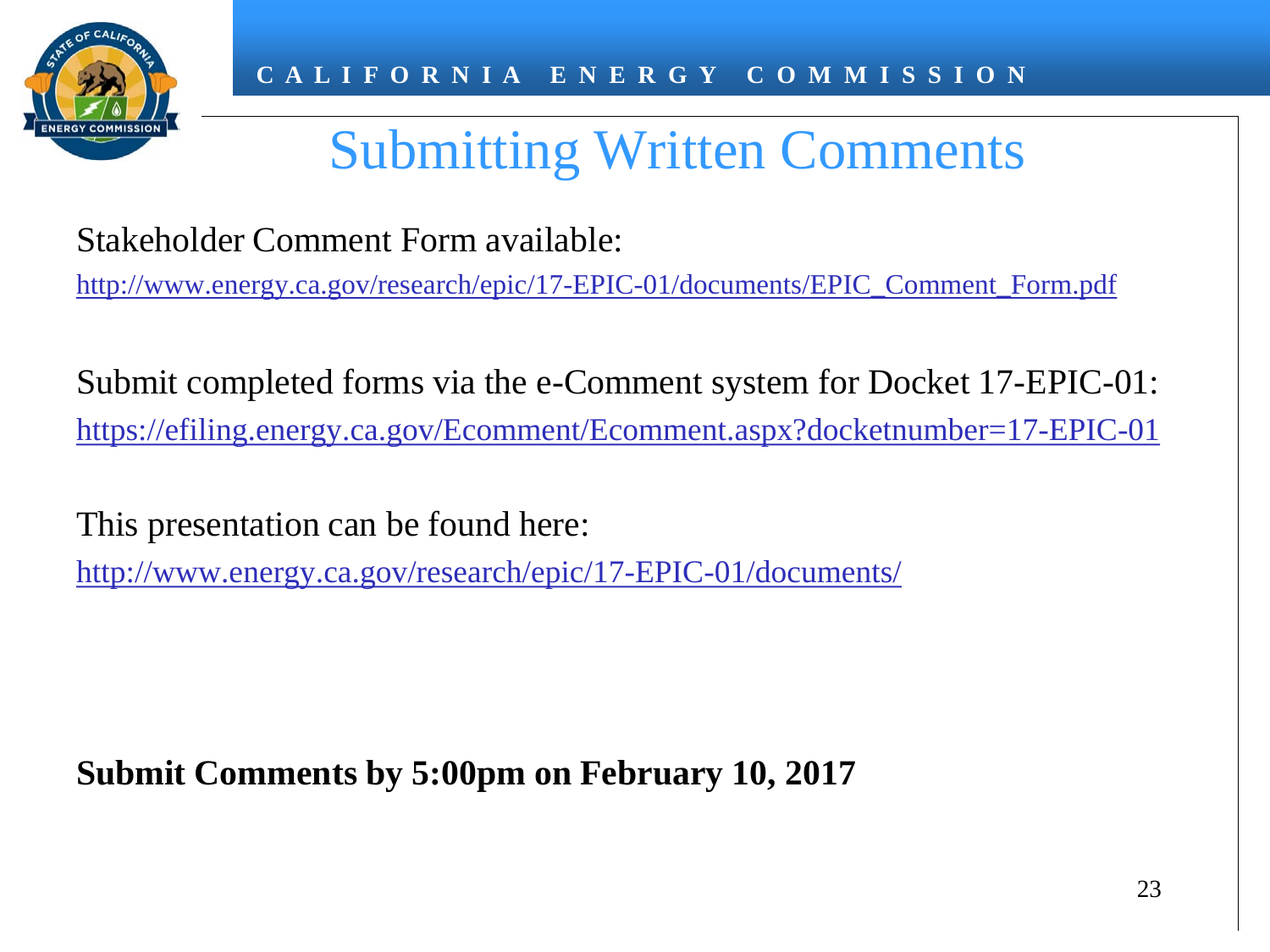# Submitting Written Comments

Stakeholder Comment Form available:

http://www.energy.ca.gov/research/epic/17-EPIC-01/documents/EPIC_Comment_Form.pdf

Submit completed forms via the e-Comment system for Docket 17-EPIC-01:

https://efiling.energy.ca.gov/Ecomment/Ecomment.aspx?docketnumber=17-EPIC-01

This presentation can be found here:

http://www.energy.ca.gov/research/epic/17-EPIC-01/documents/

**Submit Comments by 5:00pm on February 10, 2017**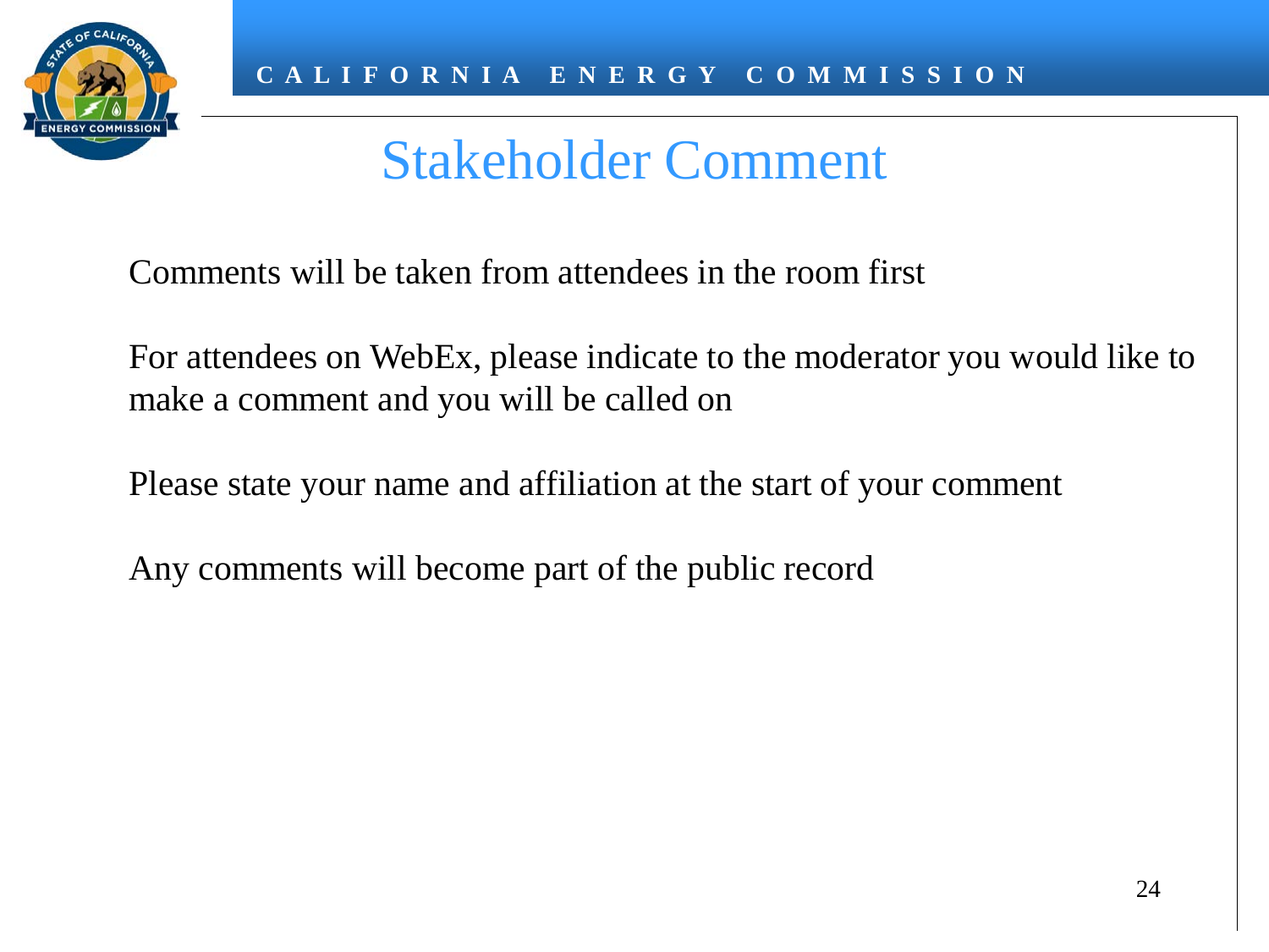# Stakeholder Comment

Comments will be taken from attendees in the room first

For attendees on WebEx, please indicate to the moderator you would like to make a comment and you will be called on

Please state your name and affiliation at the start of your comment

Any comments will become part of the public record